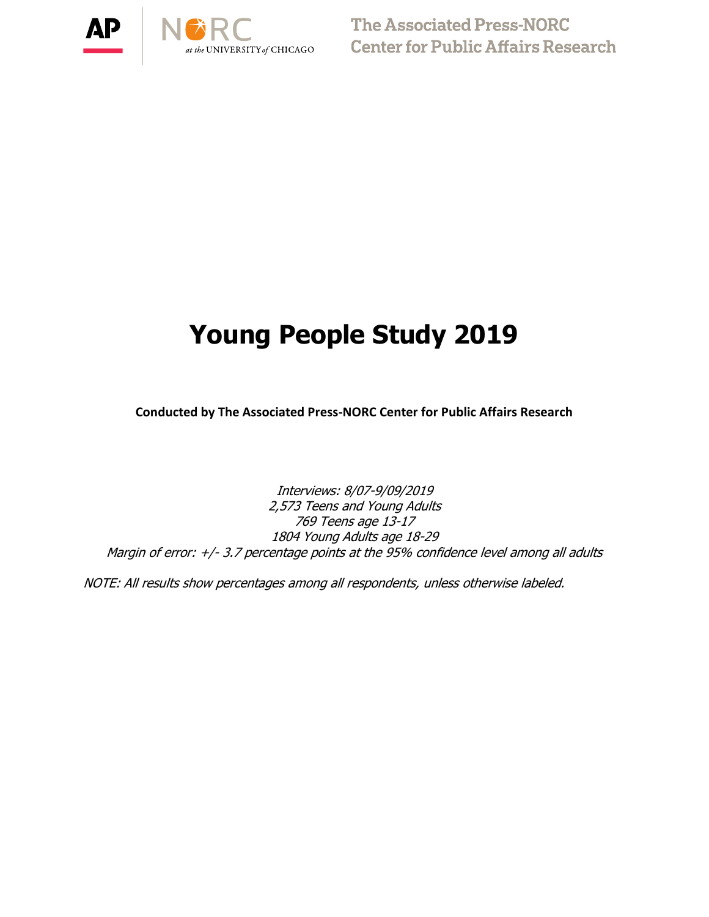# Young People Study 2019

**Conducted by The Associated Press-NORC Center for Public Affairs Research**

*Interviews: 8/07-9/09/2019*
*2,573 Teens and Young Adults*
*769 Teens age 13-17*
*1804 Young Adults age 18-29*
*Margin of error: +/- 3.7 percentage points at the 95% confidence level among all adults*

*NOTE: All results show percentages among all respondents, unless otherwise labeled.*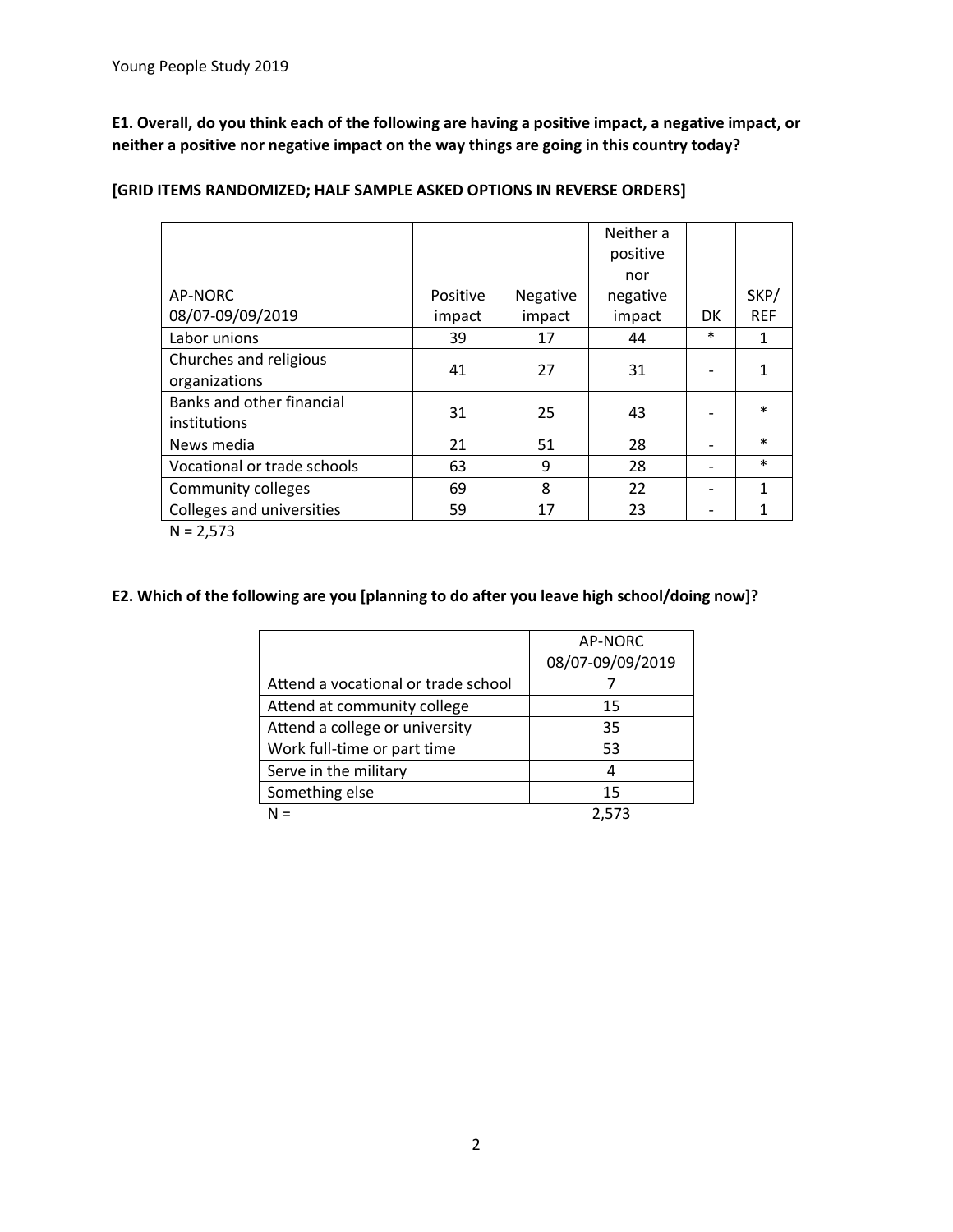**E1. Overall, do you think each of the following are having a positive impact, a negative impact, or neither a positive nor negative impact on the way things are going in this country today?**

**[GRID ITEMS RANDOMIZED; HALF SAMPLE ASKED OPTIONS IN REVERSE ORDERS]**

| AP-NORC 08/07-09/09/2019 | Positive impact | Negative impact | Neither a positive nor negative impact | DK | SKP/ REF |
|---|---|---|---|---|---|
| Labor unions | 39 | 17 | 44 | * | 1 |
| Churches and religious organizations | 41 | 27 | 31 | - | 1 |
| Banks and other financial institutions | 31 | 25 | 43 | - | * |
| News media | 21 | 51 | 28 | - | * |
| Vocational or trade schools | 63 | 9 | 28 | - | * |
| Community colleges | 69 | 8 | 22 | - | 1 |
| Colleges and universities | 59 | 17 | 23 | - | 1 |

N = 2,573

**E2. Which of the following are you [planning to do after you leave high school/doing now]?**

| | AP-NORC 08/07-09/09/2019 |
|---|---|
| Attend a vocational or trade school | 7 |
| Attend at community college | 15 |
| Attend a college or university | 35 |
| Work full-time or part time | 53 |
| Serve in the military | 4 |
| Something else | 15 |
| N = | 2,573 |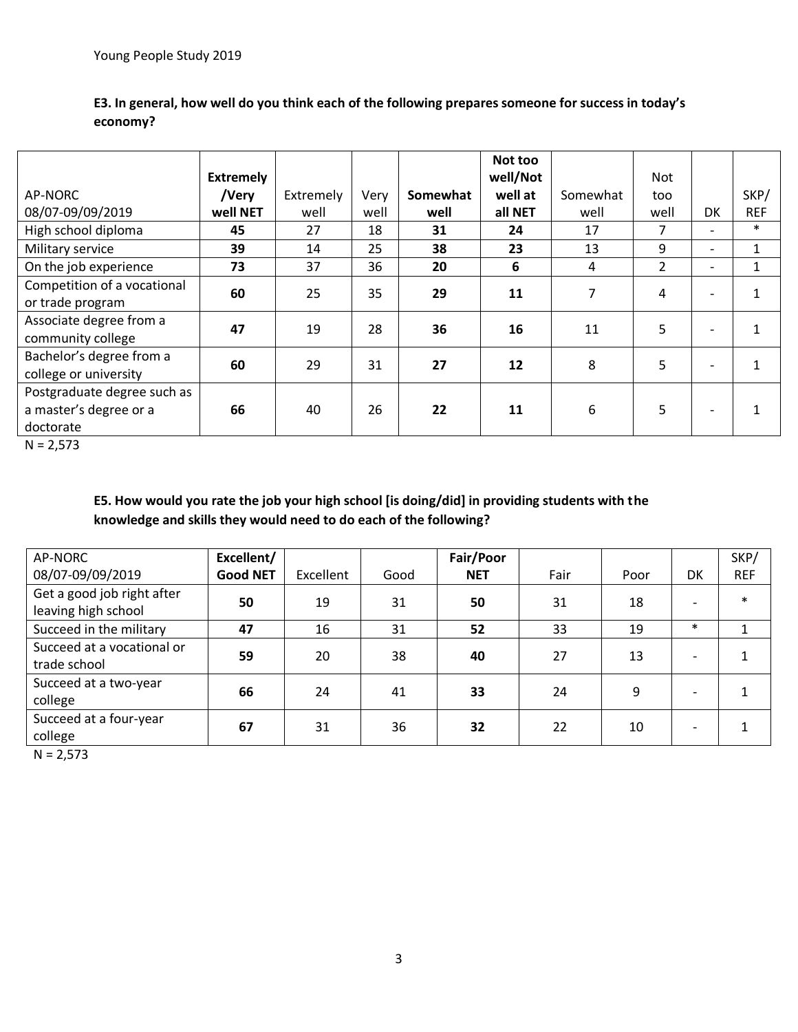**E3. In general, how well do you think each of the following prepares someone for success in today's economy?**

| AP-NORC 08/07-09/09/2019 | **Extremely /Very well NET** | Extremely well | Very well | **Somewhat well** | **Not too well/Not well at all NET** | Somewhat well | Not too well | DK | SKP/ REF |
|---|---|---|---|---|---|---|---|---|---|
| High school diploma | **45** | 27 | 18 | **31** | **24** | 17 | 7 | - | * |
| Military service | **39** | 14 | 25 | **38** | **23** | 13 | 9 | - | 1 |
| On the job experience | **73** | 37 | 36 | **20** | **6** | 4 | 2 | - | 1 |
| Competition of a vocational or trade program | **60** | 25 | 35 | **29** | **11** | 7 | 4 | - | 1 |
| Associate degree from a community college | **47** | 19 | 28 | **36** | **16** | 11 | 5 | - | 1 |
| Bachelor's degree from a college or university | **60** | 29 | 31 | **27** | **12** | 8 | 5 | - | 1 |
| Postgraduate degree such as a master's degree or a doctorate | **66** | 40 | 26 | **22** | **11** | 6 | 5 | - | 1 |

N = 2,573

**E5. How would you rate the job your high school [is doing/did] in providing students with the knowledge and skills they would need to do each of the following?**

| AP-NORC 08/07-09/09/2019 | **Excellent/ Good NET** | Excellent | Good | **Fair/Poor NET** | Fair | Poor | DK | SKP/ REF |
|---|---|---|---|---|---|---|---|---|
| Get a good job right after leaving high school | **50** | 19 | 31 | **50** | 31 | 18 | - | * |
| Succeed in the military | **47** | 16 | 31 | **52** | 33 | 19 | * | 1 |
| Succeed at a vocational or trade school | **59** | 20 | 38 | **40** | 27 | 13 | - | 1 |
| Succeed at a two-year college | **66** | 24 | 41 | **33** | 24 | 9 | - | 1 |
| Succeed at a four-year college | **67** | 31 | 36 | **32** | 22 | 10 | - | 1 |

N = 2,573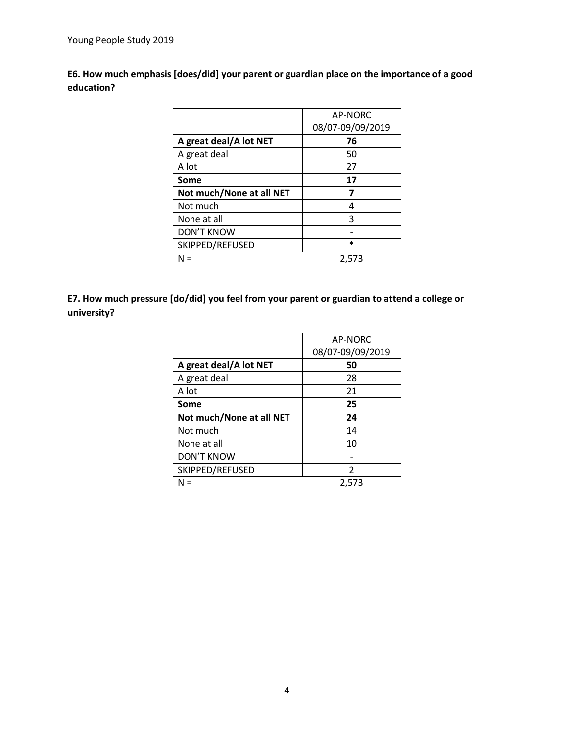**E6. How much emphasis [does/did] your parent or guardian place on the importance of a good education?**

| | AP-NORC 08/07-09/09/2019 |
|---|---|
| **A great deal/A lot NET** | **76** |
| A great deal | 50 |
| A lot | 27 |
| **Some** | **17** |
| **Not much/None at all NET** | **7** |
| Not much | 4 |
| None at all | 3 |
| DON'T KNOW | - |
| SKIPPED/REFUSED | * |
| N = | 2,573 |

**E7. How much pressure [do/did] you feel from your parent or guardian to attend a college or university?**

| | AP-NORC 08/07-09/09/2019 |
|---|---|
| **A great deal/A lot NET** | **50** |
| A great deal | 28 |
| A lot | 21 |
| **Some** | **25** |
| **Not much/None at all NET** | **24** |
| Not much | 14 |
| None at all | 10 |
| DON'T KNOW | - |
| SKIPPED/REFUSED | 2 |
| N = | 2,573 |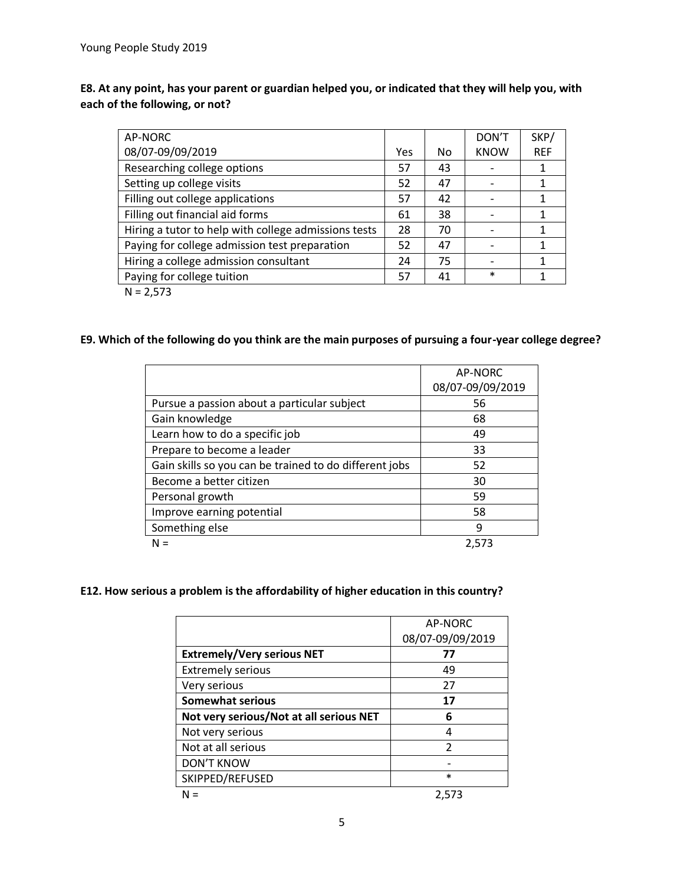**E8. At any point, has your parent or guardian helped you, or indicated that they will help you, with each of the following, or not?**

| AP-NORC 08/07-09/09/2019 | Yes | No | DON'T KNOW | SKP/ REF |
|---|---|---|---|---|
| Researching college options | 57 | 43 | - | 1 |
| Setting up college visits | 52 | 47 | - | 1 |
| Filling out college applications | 57 | 42 | - | 1 |
| Filling out financial aid forms | 61 | 38 | - | 1 |
| Hiring a tutor to help with college admissions tests | 28 | 70 | - | 1 |
| Paying for college admission test preparation | 52 | 47 | - | 1 |
| Hiring a college admission consultant | 24 | 75 | - | 1 |
| Paying for college tuition | 57 | 41 | * | 1 |

N = 2,573

**E9. Which of the following do you think are the main purposes of pursuing a four-year college degree?**

| | AP-NORC 08/07-09/09/2019 |
|---|---|
| Pursue a passion about a particular subject | 56 |
| Gain knowledge | 68 |
| Learn how to do a specific job | 49 |
| Prepare to become a leader | 33 |
| Gain skills so you can be trained to do different jobs | 52 |
| Become a better citizen | 30 |
| Personal growth | 59 |
| Improve earning potential | 58 |
| Something else | 9 |
| N = | 2,573 |

**E12. How serious a problem is the affordability of higher education in this country?**

| | AP-NORC 08/07-09/09/2019 |
|---|---|
| **Extremely/Very serious NET** | **77** |
| Extremely serious | 49 |
| Very serious | 27 |
| **Somewhat serious** | **17** |
| **Not very serious/Not at all serious NET** | **6** |
| Not very serious | 4 |
| Not at all serious | 2 |
| DON'T KNOW | - |
| SKIPPED/REFUSED | * |
| N = | 2,573 |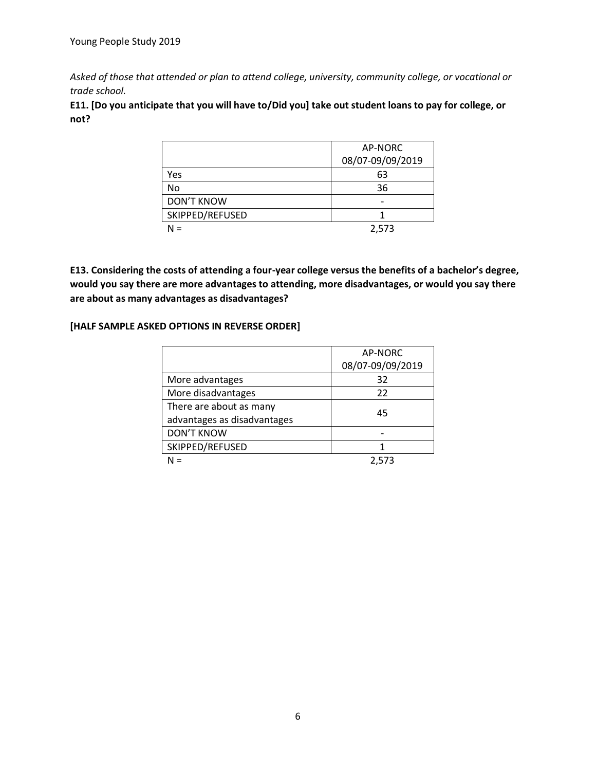*Asked of those that attended or plan to attend college, university, community college, or vocational or trade school.*

**E11. [Do you anticipate that you will have to/Did you] take out student loans to pay for college, or not?**

| | AP-NORC 08/07-09/09/2019 |
|---|---|
| Yes | 63 |
| No | 36 |
| DON'T KNOW | - |
| SKIPPED/REFUSED | 1 |
| N = | 2,573 |

**E13. Considering the costs of attending a four-year college versus the benefits of a bachelor's degree, would you say there are more advantages to attending, more disadvantages, or would you say there are about as many advantages as disadvantages?**

**[HALF SAMPLE ASKED OPTIONS IN REVERSE ORDER]**

| | AP-NORC 08/07-09/09/2019 |
|---|---|
| More advantages | 32 |
| More disadvantages | 22 |
| There are about as many advantages as disadvantages | 45 |
| DON'T KNOW | - |
| SKIPPED/REFUSED | 1 |
| N = | 2,573 |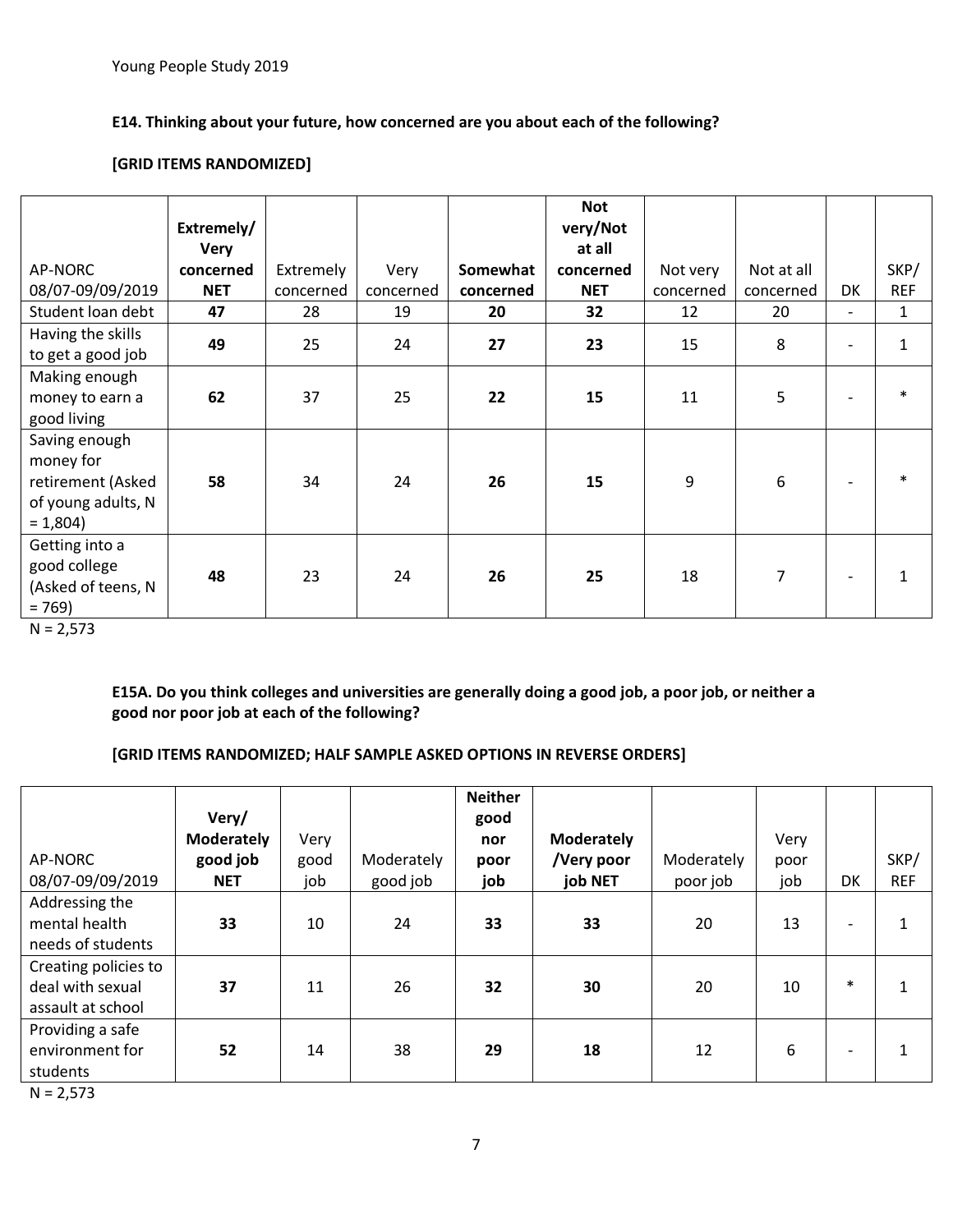**E14. Thinking about your future, how concerned are you about each of the following?**

**[GRID ITEMS RANDOMIZED]**

| AP-NORC 08/07-09/09/2019 | **Extremely/ Very concerned NET** | Extremely concerned | Very concerned | **Somewhat concerned** | **Not very/Not at all concerned NET** | Not very concerned | Not at all concerned | DK | SKP/ REF |
|---|---|---|---|---|---|---|---|---|---|
| Student loan debt | **47** | 28 | 19 | **20** | **32** | 12 | 20 | - | 1 |
| Having the skills to get a good job | **49** | 25 | 24 | **27** | **23** | 15 | 8 | - | 1 |
| Making enough money to earn a good living | **62** | 37 | 25 | **22** | **15** | 11 | 5 | - | * |
| Saving enough money for retirement (Asked of young adults, N = 1,804) | **58** | 34 | 24 | **26** | **15** | 9 | 6 | - | * |
| Getting into a good college (Asked of teens, N = 769) | **48** | 23 | 24 | **26** | **25** | 18 | 7 | - | 1 |

N = 2,573

**E15A. Do you think colleges and universities are generally doing a good job, a poor job, or neither a good nor poor job at each of the following?**

**[GRID ITEMS RANDOMIZED; HALF SAMPLE ASKED OPTIONS IN REVERSE ORDERS]**

| AP-NORC 08/07-09/09/2019 | **Very/ Moderately good job NET** | Very good job | Moderately good job | **Neither good nor poor job** | **Moderately /Very poor job NET** | Moderately poor job | Very poor job | DK | SKP/ REF |
|---|---|---|---|---|---|---|---|---|---|
| Addressing the mental health needs of students | **33** | 10 | 24 | **33** | **33** | 20 | 13 | - | 1 |
| Creating policies to deal with sexual assault at school | **37** | 11 | 26 | **32** | **30** | 20 | 10 | * | 1 |
| Providing a safe environment for students | **52** | 14 | 38 | **29** | **18** | 12 | 6 | - | 1 |

N = 2,573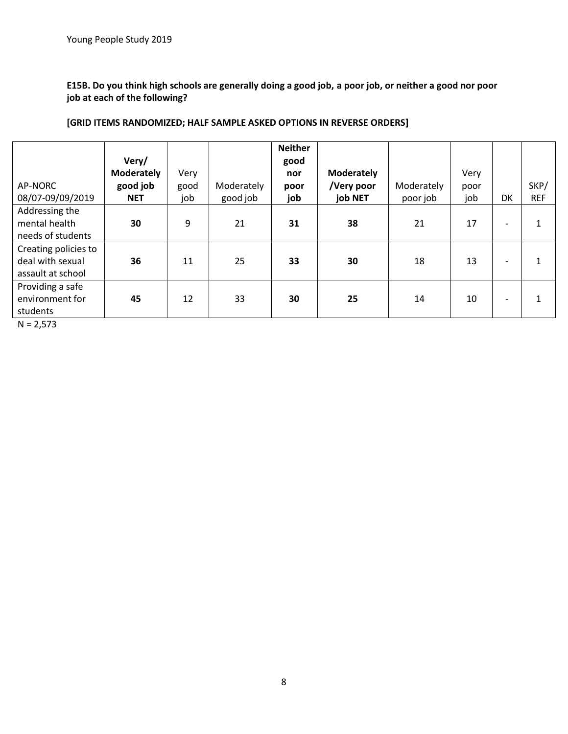**E15B. Do you think high schools are generally doing a good job, a poor job, or neither a good nor poor job at each of the following?**

**[GRID ITEMS RANDOMIZED; HALF SAMPLE ASKED OPTIONS IN REVERSE ORDERS]**

| AP-NORC 08/07-09/09/2019 | **Very/ Moderately good job NET** | Very good job | Moderately good job | **Neither good nor poor job** | **Moderately /Very poor job NET** | Moderately poor job | Very poor job | DK | SKP/ REF |
|---|---|---|---|---|---|---|---|---|---|
| Addressing the mental health needs of students | **30** | 9 | 21 | **31** | **38** | 21 | 17 | - | 1 |
| Creating policies to deal with sexual assault at school | **36** | 11 | 25 | **33** | **30** | 18 | 13 | - | 1 |
| Providing a safe environment for students | **45** | 12 | 33 | **30** | **25** | 14 | 10 | - | 1 |

N = 2,573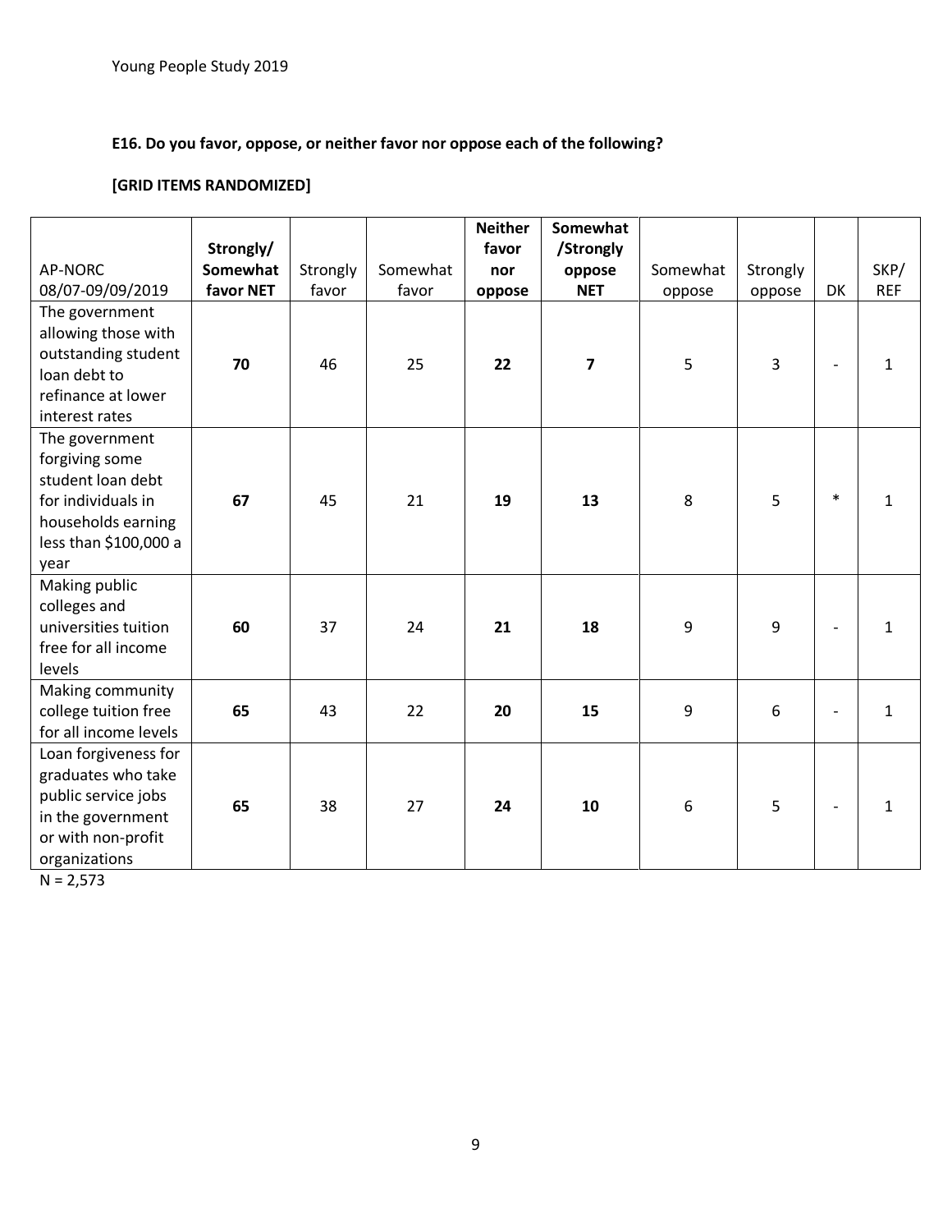Young People Study 2019

**E16. Do you favor, oppose, or neither favor nor oppose each of the following?**

**[GRID ITEMS RANDOMIZED]**

| AP-NORC 08/07-09/09/2019 | **Strongly/ Somewhat favor NET** | Strongly favor | Somewhat favor | **Neither favor nor oppose** | **Somewhat /Strongly oppose NET** | Somewhat oppose | Strongly oppose | DK | SKP/ REF |
|---|---|---|---|---|---|---|---|---|---|
| The government allowing those with outstanding student loan debt to refinance at lower interest rates | **70** | 46 | 25 | **22** | **7** | 5 | 3 | - | 1 |
| The government forgiving some student loan debt for individuals in households earning less than $100,000 a year | **67** | 45 | 21 | **19** | **13** | 8 | 5 | * | 1 |
| Making public colleges and universities tuition free for all income levels | **60** | 37 | 24 | **21** | **18** | 9 | 9 | - | 1 |
| Making community college tuition free for all income levels | **65** | 43 | 22 | **20** | **15** | 9 | 6 | - | 1 |
| Loan forgiveness for graduates who take public service jobs in the government or with non-profit organizations | **65** | 38 | 27 | **24** | **10** | 6 | 5 | - | 1 |

N = 2,573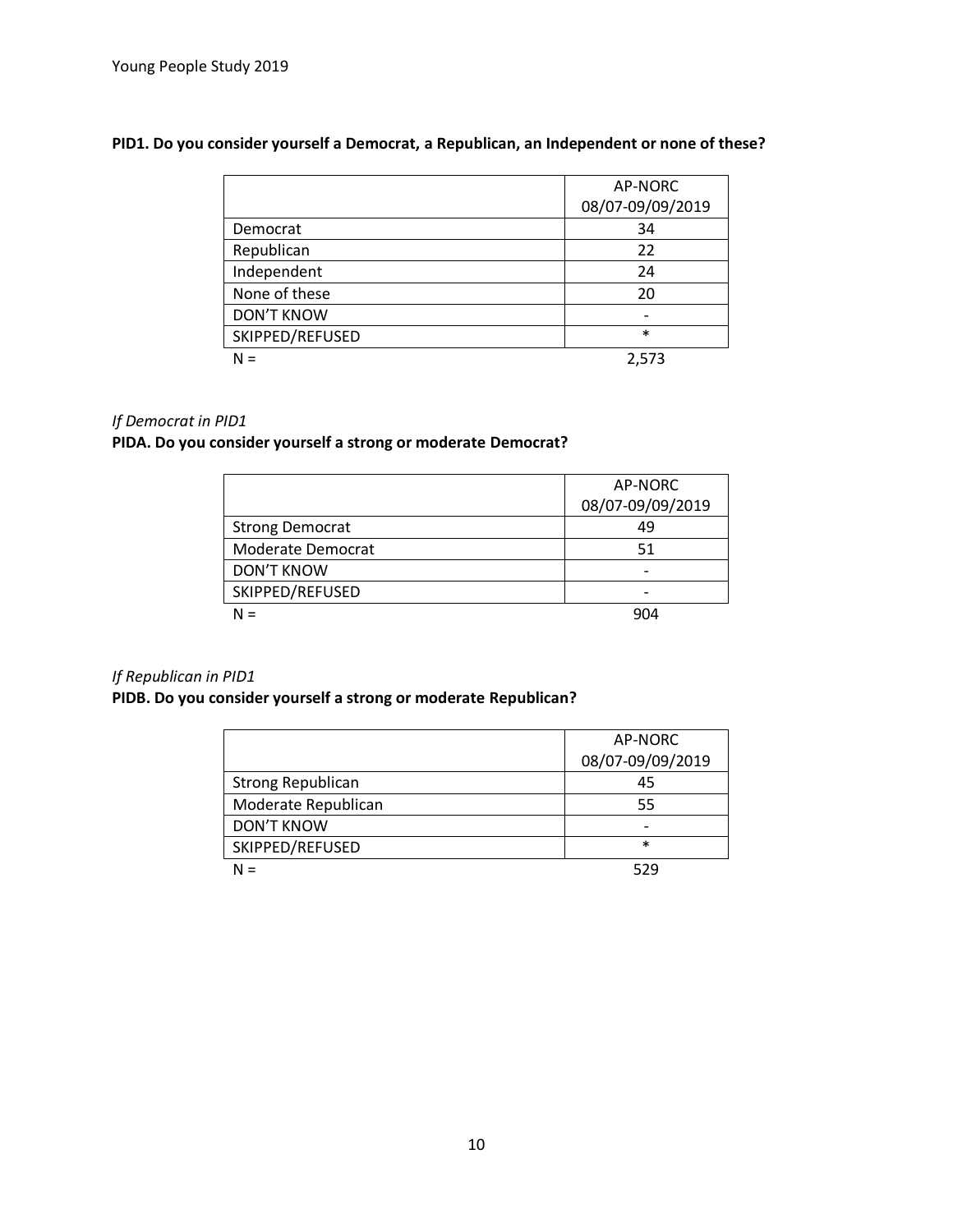**PID1. Do you consider yourself a Democrat, a Republican, an Independent or none of these?**

| | AP-NORC 08/07-09/09/2019 |
|---|---|
| Democrat | 34 |
| Republican | 22 |
| Independent | 24 |
| None of these | 20 |
| DON'T KNOW | - |
| SKIPPED/REFUSED | * |
| N = | 2,573 |

*If Democrat in PID1*

**PIDA. Do you consider yourself a strong or moderate Democrat?**

| | AP-NORC 08/07-09/09/2019 |
|---|---|
| Strong Democrat | 49 |
| Moderate Democrat | 51 |
| DON'T KNOW | - |
| SKIPPED/REFUSED | - |
| N = | 904 |

*If Republican in PID1*

**PIDB. Do you consider yourself a strong or moderate Republican?**

| | AP-NORC 08/07-09/09/2019 |
|---|---|
| Strong Republican | 45 |
| Moderate Republican | 55 |
| DON'T KNOW | - |
| SKIPPED/REFUSED | * |
| N = | 529 |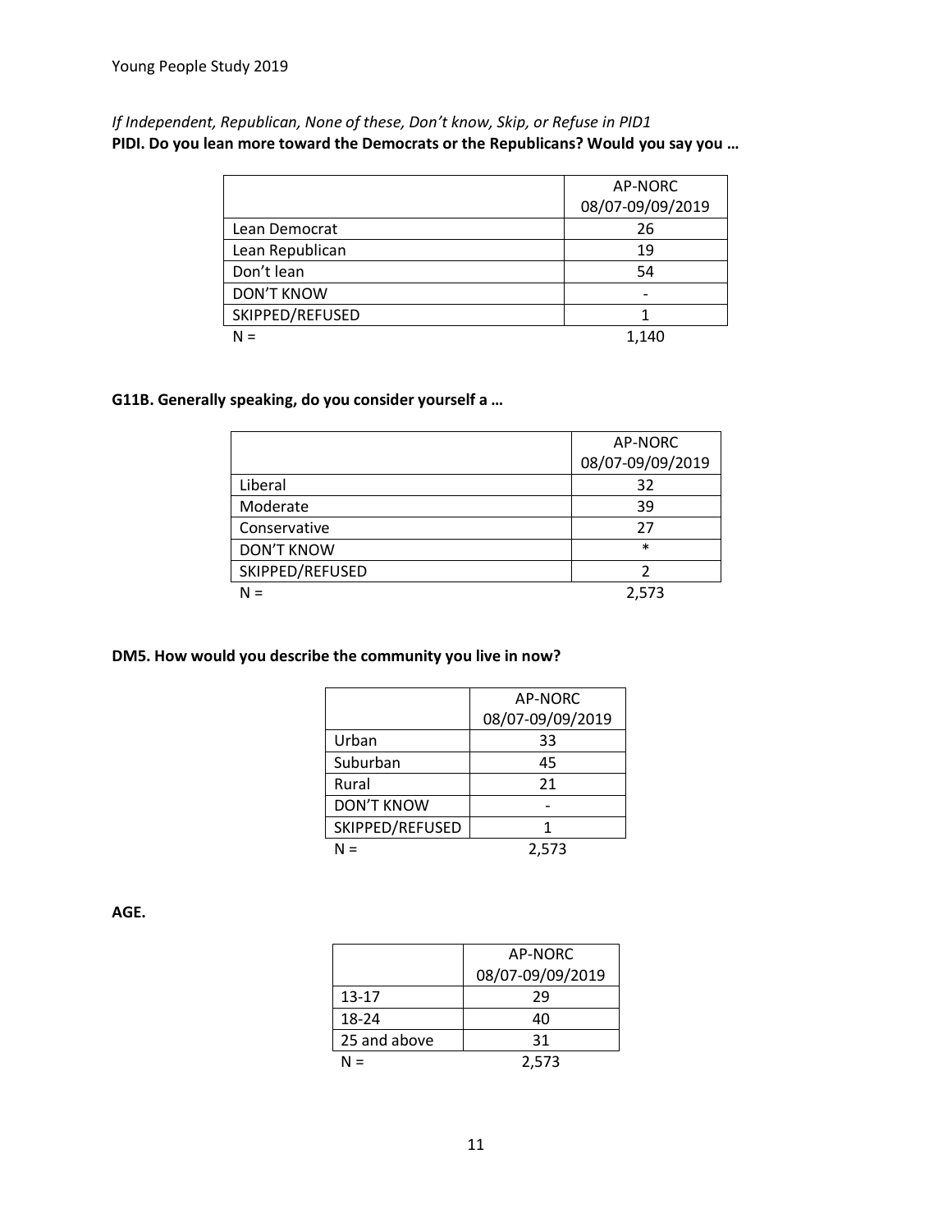*If Independent, Republican, None of these, Don't know, Skip, or Refuse in PID1*
**PIDI. Do you lean more toward the Democrats or the Republicans? Would you say you …**

| | AP-NORC 08/07-09/09/2019 |
|---|---|
| Lean Democrat | 26 |
| Lean Republican | 19 |
| Don't lean | 54 |
| DON'T KNOW | - |
| SKIPPED/REFUSED | 1 |
| N = | 1,140 |

**G11B. Generally speaking, do you consider yourself a …**

| | AP-NORC 08/07-09/09/2019 |
|---|---|
| Liberal | 32 |
| Moderate | 39 |
| Conservative | 27 |
| DON'T KNOW | * |
| SKIPPED/REFUSED | 2 |
| N = | 2,573 |

**DM5. How would you describe the community you live in now?**

| | AP-NORC 08/07-09/09/2019 |
|---|---|
| Urban | 33 |
| Suburban | 45 |
| Rural | 21 |
| DON'T KNOW | - |
| SKIPPED/REFUSED | 1 |
| N = | 2,573 |

**AGE.**

| | AP-NORC 08/07-09/09/2019 |
|---|---|
| 13-17 | 29 |
| 18-24 | 40 |
| 25 and above | 31 |
| N = | 2,573 |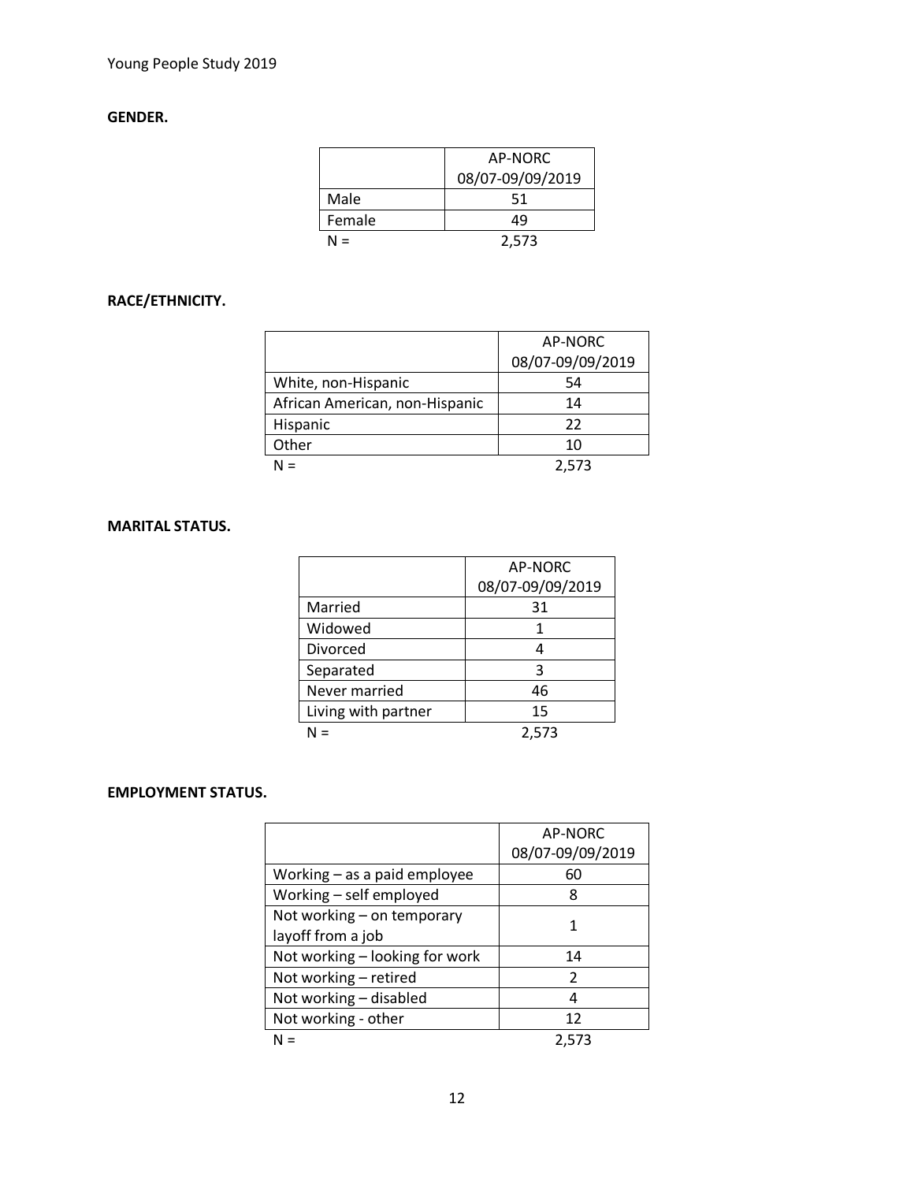**GENDER.**

| | AP-NORC 08/07-09/09/2019 |
|---|---|
| Male | 51 |
| Female | 49 |
| N = | 2,573 |

**RACE/ETHNICITY.**

| | AP-NORC 08/07-09/09/2019 |
|---|---|
| White, non-Hispanic | 54 |
| African American, non-Hispanic | 14 |
| Hispanic | 22 |
| Other | 10 |
| N = | 2,573 |

**MARITAL STATUS.**

| | AP-NORC 08/07-09/09/2019 |
|---|---|
| Married | 31 |
| Widowed | 1 |
| Divorced | 4 |
| Separated | 3 |
| Never married | 46 |
| Living with partner | 15 |
| N = | 2,573 |

**EMPLOYMENT STATUS.**

| | AP-NORC 08/07-09/09/2019 |
|---|---|
| Working – as a paid employee | 60 |
| Working – self employed | 8 |
| Not working – on temporary layoff from a job | 1 |
| Not working – looking for work | 14 |
| Not working – retired | 2 |
| Not working – disabled | 4 |
| Not working - other | 12 |
| N = | 2,573 |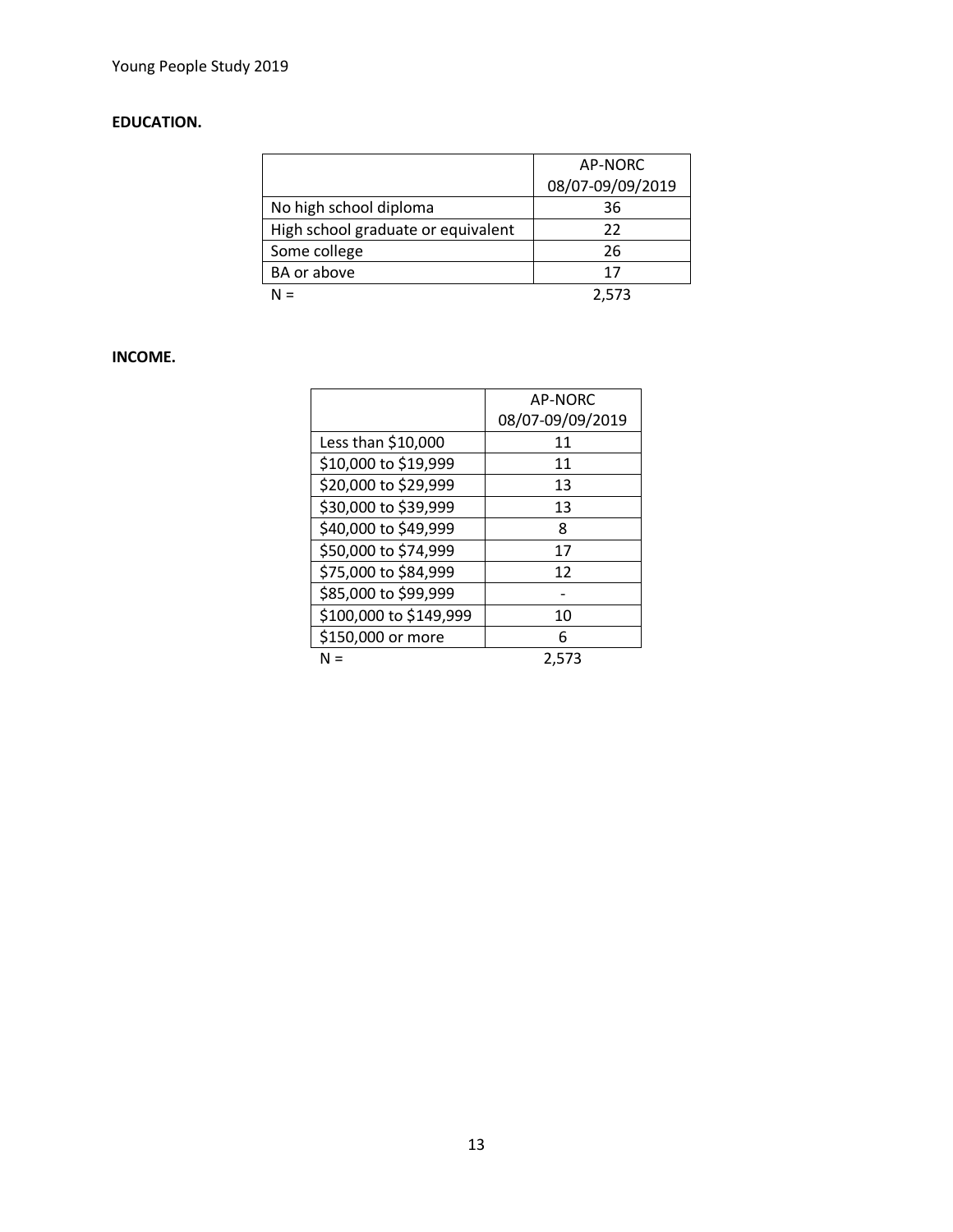**EDUCATION.**

| | AP-NORC 08/07-09/09/2019 |
|---|---|
| No high school diploma | 36 |
| High school graduate or equivalent | 22 |
| Some college | 26 |
| BA or above | 17 |
| N = | 2,573 |

**INCOME.**

| | AP-NORC 08/07-09/09/2019 |
|---|---|
| Less than $10,000 | 11 |
| $10,000 to $19,999 | 11 |
| $20,000 to $29,999 | 13 |
| $30,000 to $39,999 | 13 |
| $40,000 to $49,999 | 8 |
| $50,000 to $74,999 | 17 |
| $75,000 to $84,999 | 12 |
| $85,000 to $99,999 | - |
| $100,000 to $149,999 | 10 |
| $150,000 or more | 6 |
| N = | 2,573 |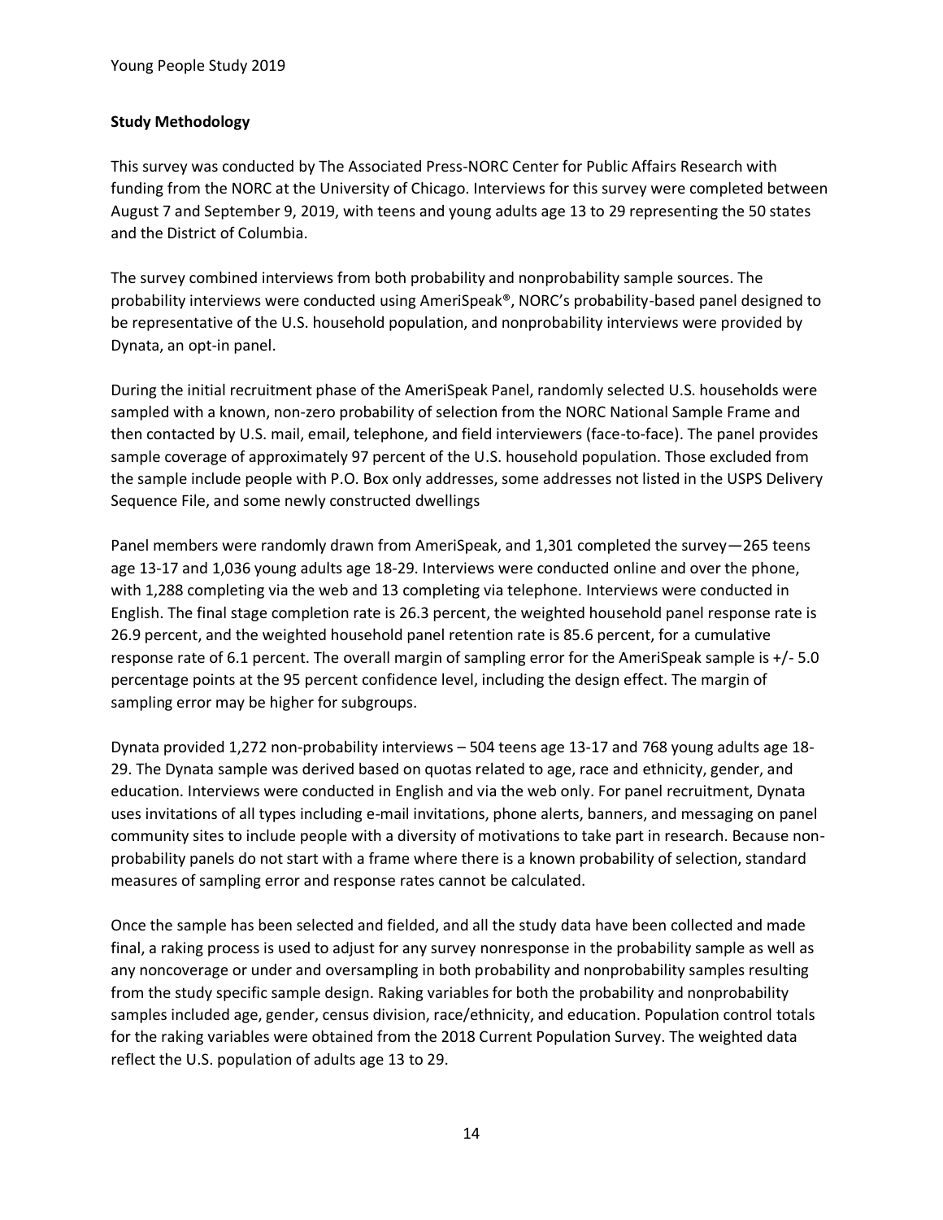**Study Methodology**

This survey was conducted by The Associated Press-NORC Center for Public Affairs Research with funding from the NORC at the University of Chicago. Interviews for this survey were completed between August 7 and September 9, 2019, with teens and young adults age 13 to 29 representing the 50 states and the District of Columbia.

The survey combined interviews from both probability and nonprobability sample sources. The probability interviews were conducted using AmeriSpeak®, NORC's probability-based panel designed to be representative of the U.S. household population, and nonprobability interviews were provided by Dynata, an opt-in panel.

During the initial recruitment phase of the AmeriSpeak Panel, randomly selected U.S. households were sampled with a known, non-zero probability of selection from the NORC National Sample Frame and then contacted by U.S. mail, email, telephone, and field interviewers (face-to-face). The panel provides sample coverage of approximately 97 percent of the U.S. household population. Those excluded from the sample include people with P.O. Box only addresses, some addresses not listed in the USPS Delivery Sequence File, and some newly constructed dwellings

Panel members were randomly drawn from AmeriSpeak, and 1,301 completed the survey—265 teens age 13-17 and 1,036 young adults age 18-29. Interviews were conducted online and over the phone, with 1,288 completing via the web and 13 completing via telephone. Interviews were conducted in English. The final stage completion rate is 26.3 percent, the weighted household panel response rate is 26.9 percent, and the weighted household panel retention rate is 85.6 percent, for a cumulative response rate of 6.1 percent. The overall margin of sampling error for the AmeriSpeak sample is +/- 5.0 percentage points at the 95 percent confidence level, including the design effect. The margin of sampling error may be higher for subgroups.

Dynata provided 1,272 non-probability interviews – 504 teens age 13-17 and 768 young adults age 18-29. The Dynata sample was derived based on quotas related to age, race and ethnicity, gender, and education. Interviews were conducted in English and via the web only. For panel recruitment, Dynata uses invitations of all types including e-mail invitations, phone alerts, banners, and messaging on panel community sites to include people with a diversity of motivations to take part in research. Because non-probability panels do not start with a frame where there is a known probability of selection, standard measures of sampling error and response rates cannot be calculated.

Once the sample has been selected and fielded, and all the study data have been collected and made final, a raking process is used to adjust for any survey nonresponse in the probability sample as well as any noncoverage or under and oversampling in both probability and nonprobability samples resulting from the study specific sample design. Raking variables for both the probability and nonprobability samples included age, gender, census division, race/ethnicity, and education. Population control totals for the raking variables were obtained from the 2018 Current Population Survey. The weighted data reflect the U.S. population of adults age 13 to 29.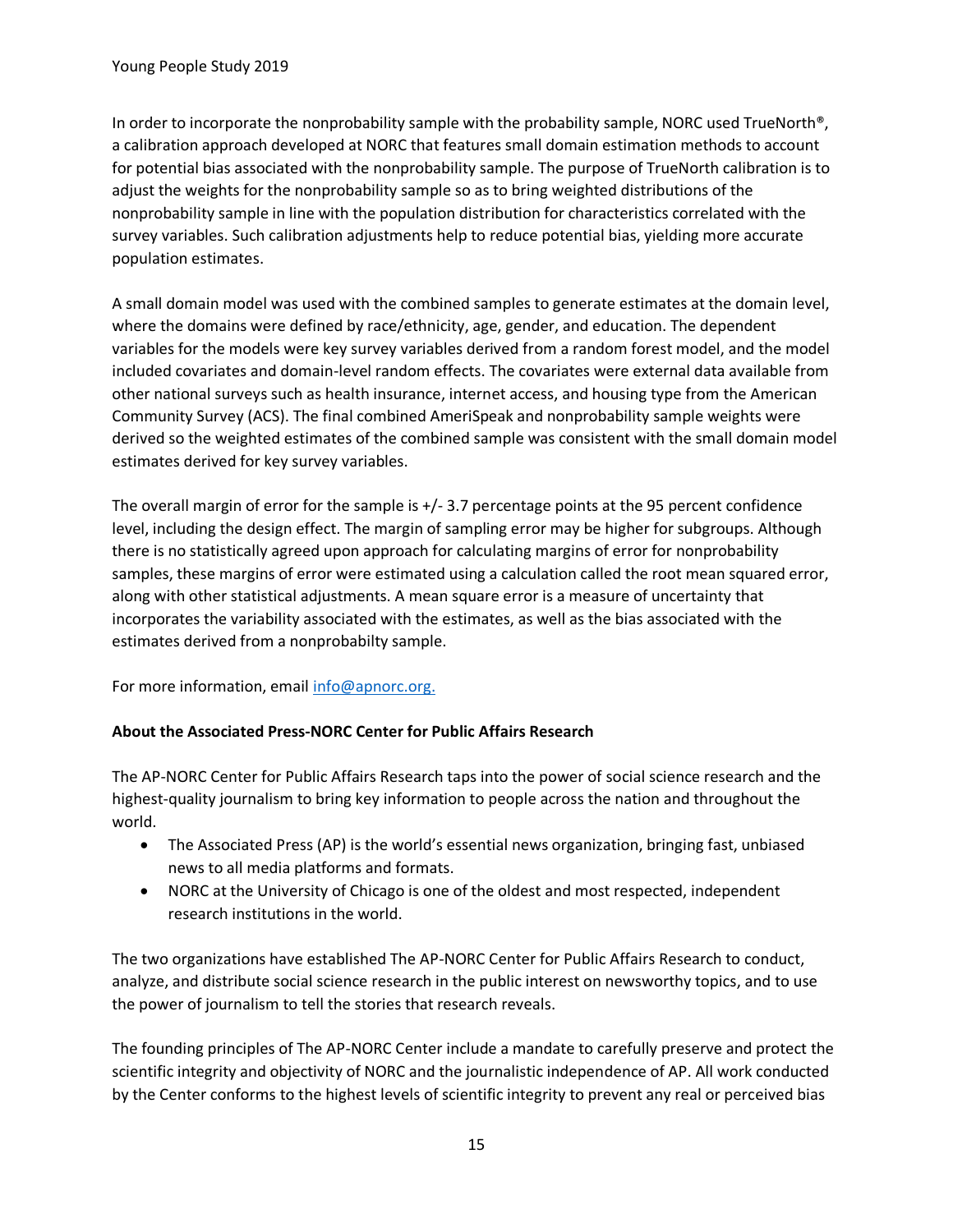In order to incorporate the nonprobability sample with the probability sample, NORC used TrueNorth®, a calibration approach developed at NORC that features small domain estimation methods to account for potential bias associated with the nonprobability sample. The purpose of TrueNorth calibration is to adjust the weights for the nonprobability sample so as to bring weighted distributions of the nonprobability sample in line with the population distribution for characteristics correlated with the survey variables. Such calibration adjustments help to reduce potential bias, yielding more accurate population estimates.

A small domain model was used with the combined samples to generate estimates at the domain level, where the domains were defined by race/ethnicity, age, gender, and education. The dependent variables for the models were key survey variables derived from a random forest model, and the model included covariates and domain-level random effects. The covariates were external data available from other national surveys such as health insurance, internet access, and housing type from the American Community Survey (ACS). The final combined AmeriSpeak and nonprobability sample weights were derived so the weighted estimates of the combined sample was consistent with the small domain model estimates derived for key survey variables.

The overall margin of error for the sample is +/- 3.7 percentage points at the 95 percent confidence level, including the design effect. The margin of sampling error may be higher for subgroups. Although there is no statistically agreed upon approach for calculating margins of error for nonprobability samples, these margins of error were estimated using a calculation called the root mean squared error, along with other statistical adjustments. A mean square error is a measure of uncertainty that incorporates the variability associated with the estimates, as well as the bias associated with the estimates derived from a nonprobabilty sample.

For more information, email info@apnorc.org.

**About the Associated Press-NORC Center for Public Affairs Research**

The AP-NORC Center for Public Affairs Research taps into the power of social science research and the highest-quality journalism to bring key information to people across the nation and throughout the world.

- The Associated Press (AP) is the world's essential news organization, bringing fast, unbiased news to all media platforms and formats.
- NORC at the University of Chicago is one of the oldest and most respected, independent research institutions in the world.

The two organizations have established The AP-NORC Center for Public Affairs Research to conduct, analyze, and distribute social science research in the public interest on newsworthy topics, and to use the power of journalism to tell the stories that research reveals.

The founding principles of The AP-NORC Center include a mandate to carefully preserve and protect the scientific integrity and objectivity of NORC and the journalistic independence of AP. All work conducted by the Center conforms to the highest levels of scientific integrity to prevent any real or perceived bias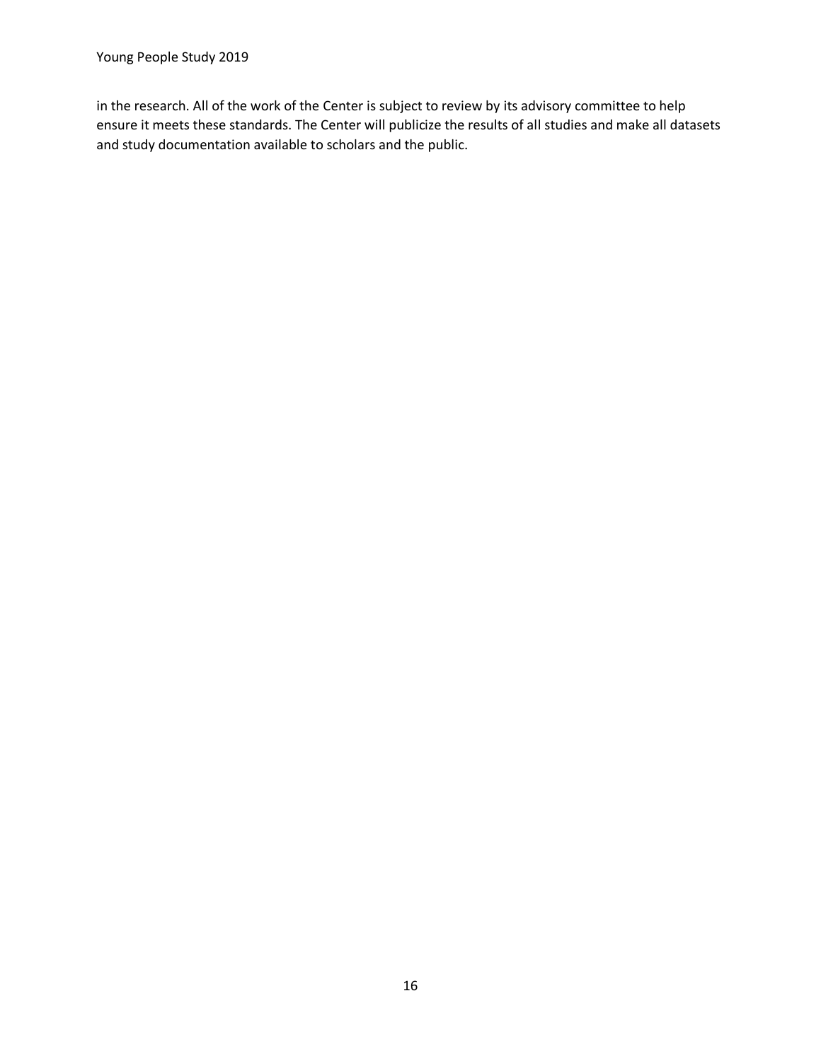in the research. All of the work of the Center is subject to review by its advisory committee to help ensure it meets these standards. The Center will publicize the results of all studies and make all datasets and study documentation available to scholars and the public.